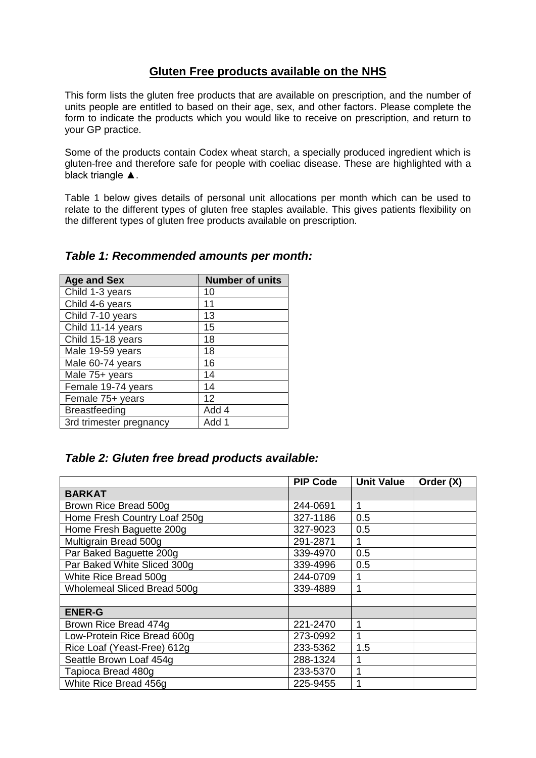# Gluten Free products available on the NHS

This form lists the gluten free products that are available on prescription, and the number of units people are entitled to based on their age, sex, and other factors. Please complete the form to indicate the products which you would like to receive on prescription, and return to your GP practice.

Some of the products contain Codex wheat starch, a specially produced ingredient which is gluten-free and therefore safe for people with coeliac disease. These are highlighted with a black triangle ▲.

Table 1 below gives details of personal unit allocations per month which can be used to relate to the different types of gluten free staples available. This gives patients flexibility on the different types of gluten free products available on prescription.

### *Table 1: Recommended amounts per month:*

| Age and Sex | Number of units |
|---|---|
| Child 1-3 years | 10 |
| Child 4-6 years | 11 |
| Child 7-10 years | 13 |
| Child 11-14 years | 15 |
| Child 15-18 years | 18 |
| Male 19-59 years | 18 |
| Male 60-74 years | 16 |
| Male 75+ years | 14 |
| Female 19-74 years | 14 |
| Female 75+ years | 12 |
| Breastfeeding | Add 4 |
| 3rd trimester pregnancy | Add 1 |

### *Table 2: Gluten free bread products available:*

| | PIP Code | Unit Value | Order (X) |
|---|---|---|---|
| **BARKAT** | | | |
| Brown Rice Bread 500g | 244-0691 | 1 | |
| Home Fresh Country Loaf 250g | 327-1186 | 0.5 | |
| Home Fresh Baguette 200g | 327-9023 | 0.5 | |
| Multigrain Bread 500g | 291-2871 | 1 | |
| Par Baked Baguette 200g | 339-4970 | 0.5 | |
| Par Baked White Sliced 300g | 339-4996 | 0.5 | |
| White Rice Bread 500g | 244-0709 | 1 | |
| Wholemeal Sliced Bread 500g | 339-4889 | 1 | |
| | | | |
| **ENER-G** | | | |
| Brown Rice Bread 474g | 221-2470 | 1 | |
| Low-Protein Rice Bread 600g | 273-0992 | 1 | |
| Rice Loaf (Yeast-Free) 612g | 233-5362 | 1.5 | |
| Seattle Brown Loaf 454g | 288-1324 | 1 | |
| Tapioca Bread 480g | 233-5370 | 1 | |
| White Rice Bread 456g | 225-9455 | 1 | |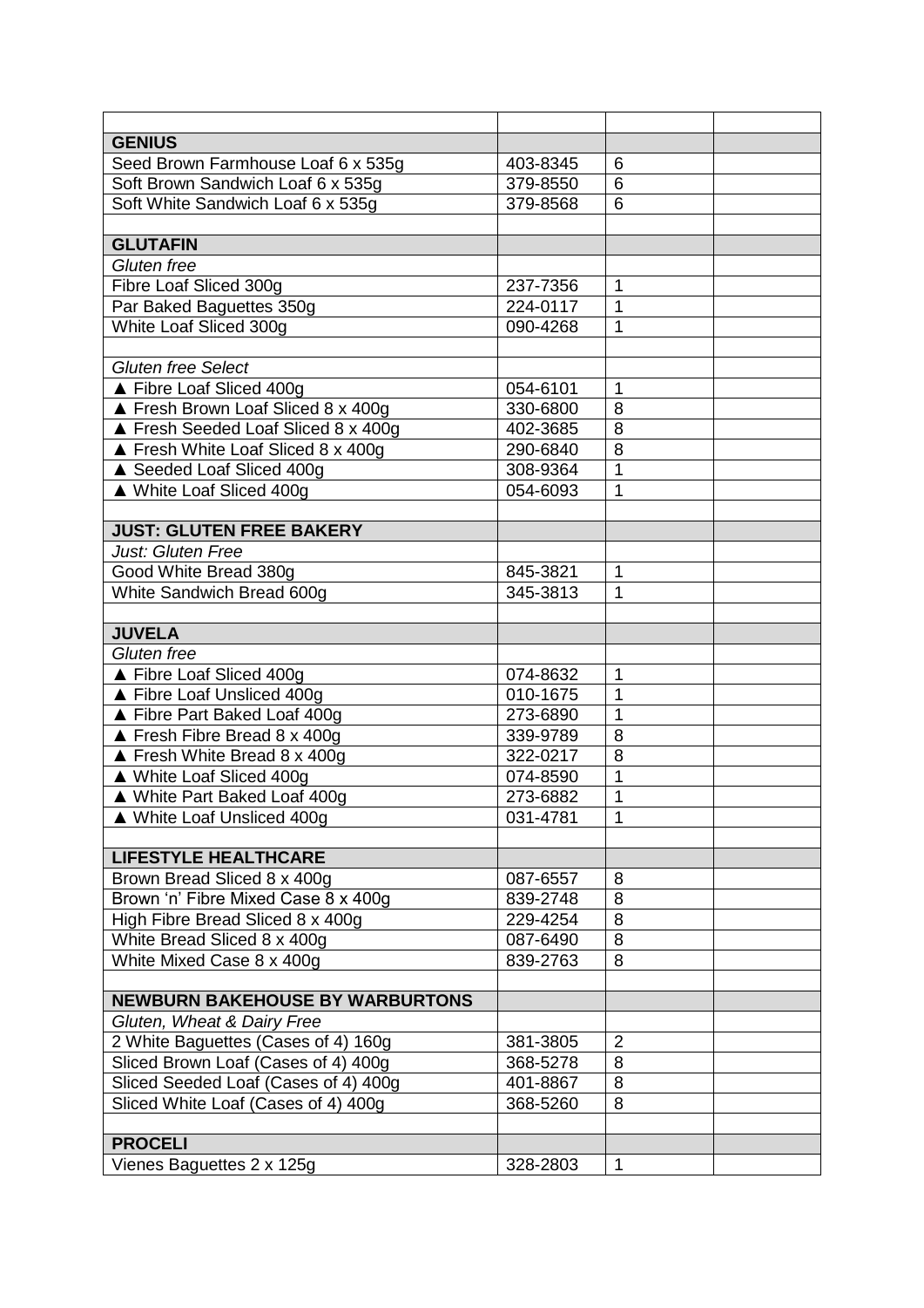| | | | |
|---|---|---|---|
| **GENIUS** | | | |
| Seed Brown Farmhouse Loaf 6 x 535g | 403-8345 | 6 | |
| Soft Brown Sandwich Loaf 6 x 535g | 379-8550 | 6 | |
| Soft White Sandwich Loaf 6 x 535g | 379-8568 | 6 | |
| | | | |
| **GLUTAFIN** | | | |
| *Gluten free* | | | |
| Fibre Loaf Sliced 300g | 237-7356 | 1 | |
| Par Baked Baguettes 350g | 224-0117 | 1 | |
| White Loaf Sliced 300g | 090-4268 | 1 | |
| | | | |
| *Gluten free Select* | | | |
| ▲ Fibre Loaf Sliced 400g | 054-6101 | 1 | |
| ▲ Fresh Brown Loaf Sliced 8 x 400g | 330-6800 | 8 | |
| ▲ Fresh Seeded Loaf Sliced 8 x 400g | 402-3685 | 8 | |
| ▲ Fresh White Loaf Sliced 8 x 400g | 290-6840 | 8 | |
| ▲ Seeded Loaf Sliced 400g | 308-9364 | 1 | |
| ▲ White Loaf Sliced 400g | 054-6093 | 1 | |
| | | | |
| **JUST: GLUTEN FREE BAKERY** | | | |
| *Just: Gluten Free* | | | |
| Good White Bread 380g | 845-3821 | 1 | |
| White Sandwich Bread 600g | 345-3813 | 1 | |
| | | | |
| **JUVELA** | | | |
| *Gluten free* | | | |
| ▲ Fibre Loaf Sliced 400g | 074-8632 | 1 | |
| ▲ Fibre Loaf Unsliced 400g | 010-1675 | 1 | |
| ▲ Fibre Part Baked Loaf 400g | 273-6890 | 1 | |
| ▲ Fresh Fibre Bread 8 x 400g | 339-9789 | 8 | |
| ▲ Fresh White Bread 8 x 400g | 322-0217 | 8 | |
| ▲ White Loaf Sliced 400g | 074-8590 | 1 | |
| ▲ White Part Baked Loaf 400g | 273-6882 | 1 | |
| ▲ White Loaf Unsliced 400g | 031-4781 | 1 | |
| | | | |
| **LIFESTYLE HEALTHCARE** | | | |
| Brown Bread Sliced 8 x 400g | 087-6557 | 8 | |
| Brown 'n' Fibre Mixed Case 8 x 400g | 839-2748 | 8 | |
| High Fibre Bread Sliced 8 x 400g | 229-4254 | 8 | |
| White Bread Sliced 8 x 400g | 087-6490 | 8 | |
| White Mixed Case 8 x 400g | 839-2763 | 8 | |
| | | | |
| **NEWBURN BAKEHOUSE BY WARBURTONS** | | | |
| *Gluten, Wheat & Dairy Free* | | | |
| 2 White Baguettes (Cases of 4) 160g | 381-3805 | 2 | |
| Sliced Brown Loaf (Cases of 4) 400g | 368-5278 | 8 | |
| Sliced Seeded Loaf (Cases of 4) 400g | 401-8867 | 8 | |
| Sliced White Loaf (Cases of 4) 400g | 368-5260 | 8 | |
| | | | |
| **PROCELI** | | | |
| Vienes Baguettes 2 x 125g | 328-2803 | 1 | |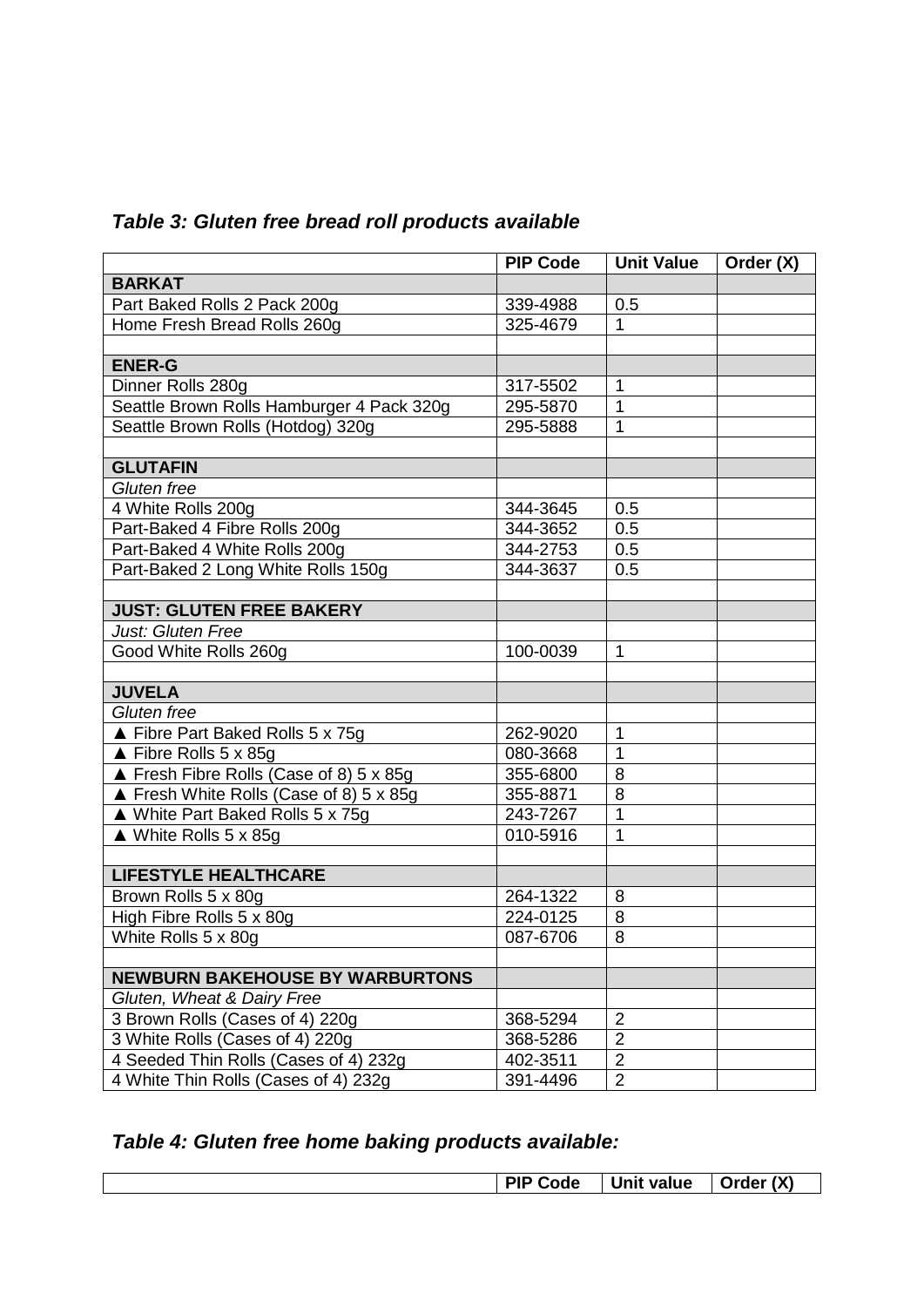### *Table 3: Gluten free bread roll products available*

| | PIP Code | Unit Value | Order (X) |
|---|---|---|---|
| **BARKAT** | | | |
| Part Baked Rolls 2 Pack 200g | 339-4988 | 0.5 | |
| Home Fresh Bread Rolls 260g | 325-4679 | 1 | |
| | | | |
| **ENER-G** | | | |
| Dinner Rolls 280g | 317-5502 | 1 | |
| Seattle Brown Rolls Hamburger 4 Pack 320g | 295-5870 | 1 | |
| Seattle Brown Rolls (Hotdog) 320g | 295-5888 | 1 | |
| | | | |
| **GLUTAFIN** | | | |
| *Gluten free* | | | |
| 4 White Rolls 200g | 344-3645 | 0.5 | |
| Part-Baked 4 Fibre Rolls 200g | 344-3652 | 0.5 | |
| Part-Baked 4 White Rolls 200g | 344-2753 | 0.5 | |
| Part-Baked 2 Long White Rolls 150g | 344-3637 | 0.5 | |
| | | | |
| **JUST: GLUTEN FREE BAKERY** | | | |
| *Just: Gluten Free* | | | |
| Good White Rolls 260g | 100-0039 | 1 | |
| | | | |
| **JUVELA** | | | |
| *Gluten free* | | | |
| ▲ Fibre Part Baked Rolls 5 x 75g | 262-9020 | 1 | |
| ▲ Fibre Rolls 5 x 85g | 080-3668 | 1 | |
| ▲ Fresh Fibre Rolls (Case of 8) 5 x 85g | 355-6800 | 8 | |
| ▲ Fresh White Rolls (Case of 8) 5 x 85g | 355-8871 | 8 | |
| ▲ White Part Baked Rolls 5 x 75g | 243-7267 | 1 | |
| ▲ White Rolls 5 x 85g | 010-5916 | 1 | |
| | | | |
| **LIFESTYLE HEALTHCARE** | | | |
| Brown Rolls 5 x 80g | 264-1322 | 8 | |
| High Fibre Rolls 5 x 80g | 224-0125 | 8 | |
| White Rolls 5 x 80g | 087-6706 | 8 | |
| | | | |
| **NEWBURN BAKEHOUSE BY WARBURTONS** | | | |
| *Gluten, Wheat & Dairy Free* | | | |
| 3 Brown Rolls (Cases of 4) 220g | 368-5294 | 2 | |
| 3 White Rolls (Cases of 4) 220g | 368-5286 | 2 | |
| 4 Seeded Thin Rolls (Cases of 4) 232g | 402-3511 | 2 | |
| 4 White Thin Rolls (Cases of 4) 232g | 391-4496 | 2 | |

### *Table 4: Gluten free home baking products available:*

| | PIP Code | Unit value | Order (X) |
|---|---|---|---|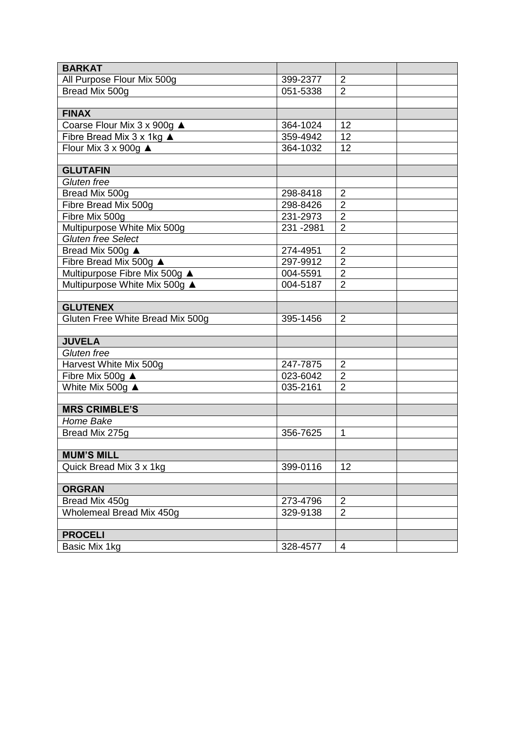| | | | |
|---|---|---|---|
| **BARKAT** | | | |
| All Purpose Flour Mix 500g | 399-2377 | 2 | |
| Bread Mix 500g | 051-5338 | 2 | |
| | | | |
| **FINAX** | | | |
| Coarse Flour Mix 3 x 900g ▲ | 364-1024 | 12 | |
| Fibre Bread Mix 3 x 1kg ▲ | 359-4942 | 12 | |
| Flour Mix 3 x 900g ▲ | 364-1032 | 12 | |
| | | | |
| **GLUTAFIN** | | | |
| *Gluten free* | | | |
| Bread Mix 500g | 298-8418 | 2 | |
| Fibre Bread Mix 500g | 298-8426 | 2 | |
| Fibre Mix 500g | 231-2973 | 2 | |
| Multipurpose White Mix 500g | 231 -2981 | 2 | |
| *Gluten free Select* | | | |
| Bread Mix 500g ▲ | 274-4951 | 2 | |
| Fibre Bread Mix 500g ▲ | 297-9912 | 2 | |
| Multipurpose Fibre Mix 500g ▲ | 004-5591 | 2 | |
| Multipurpose White Mix 500g ▲ | 004-5187 | 2 | |
| | | | |
| **GLUTENEX** | | | |
| Gluten Free White Bread Mix 500g | 395-1456 | 2 | |
| | | | |
| **JUVELA** | | | |
| *Gluten free* | | | |
| Harvest White Mix 500g | 247-7875 | 2 | |
| Fibre Mix 500g ▲ | 023-6042 | 2 | |
| White Mix 500g ▲ | 035-2161 | 2 | |
| | | | |
| **MRS CRIMBLE'S** | | | |
| *Home Bake* | | | |
| Bread Mix 275g | 356-7625 | 1 | |
| | | | |
| **MUM'S MILL** | | | |
| Quick Bread Mix 3 x 1kg | 399-0116 | 12 | |
| | | | |
| **ORGRAN** | | | |
| Bread Mix 450g | 273-4796 | 2 | |
| Wholemeal Bread Mix 450g | 329-9138 | 2 | |
| | | | |
| **PROCELI** | | | |
| Basic Mix 1kg | 328-4577 | 4 | |